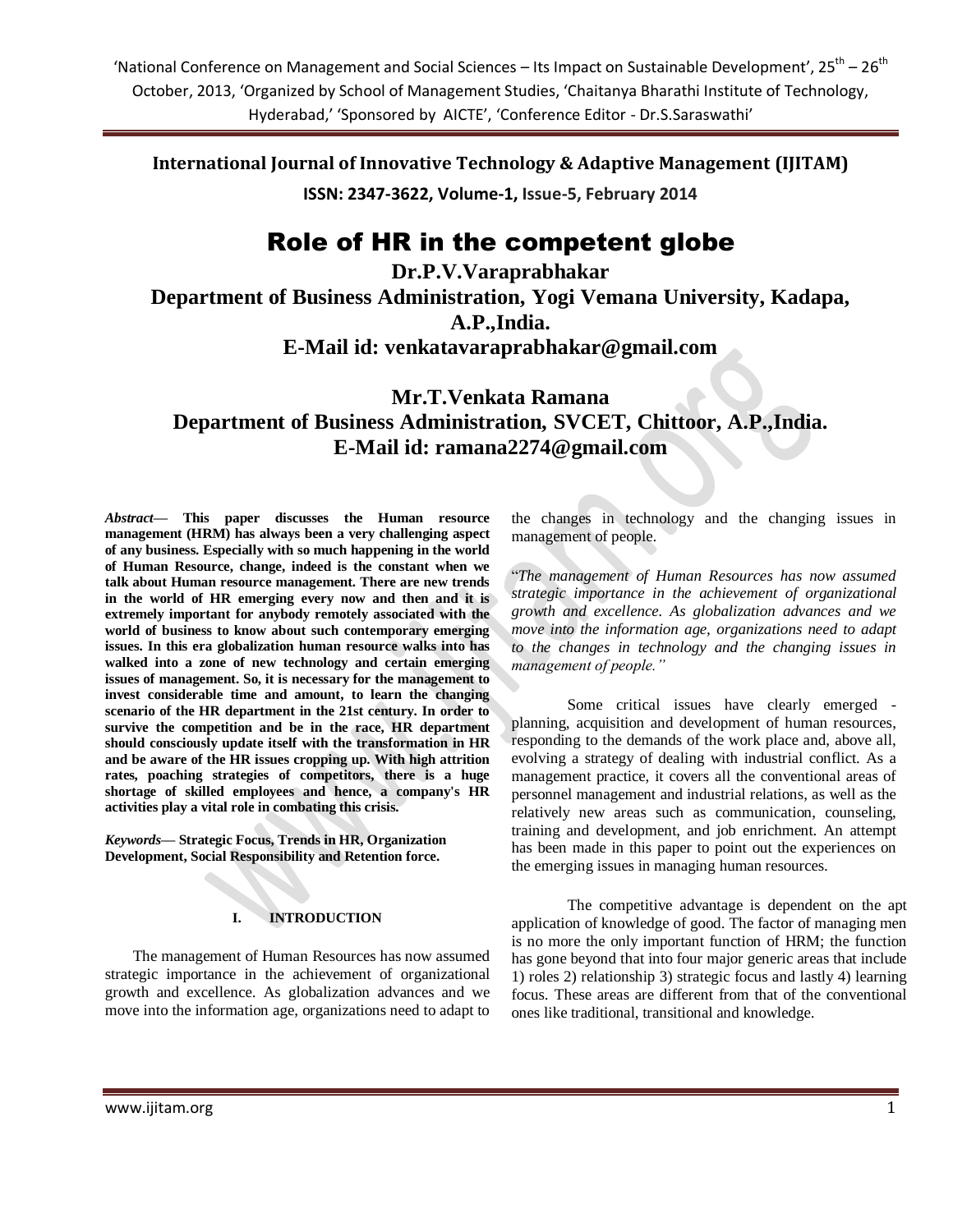# Role of HR in the competent globe

**Dr.P.V.Varaprabhakar**
**Department of Business Administration, Yogi Vemana University, Kadapa, A.P.,India.**
**E-Mail id: venkatavaraprabhakar@gmail.com**

**Mr.T.Venkata Ramana**
**Department of Business Administration, SVCET, Chittoor, A.P.,India.**
**E-Mail id: ramana2274@gmail.com**

***Abstract*— This paper discusses the Human resource management (HRM) has always been a very challenging aspect of any business. Especially with so much happening in the world of Human Resource, change, indeed is the constant when we talk about Human resource management. There are new trends in the world of HR emerging every now and then and it is extremely important for anybody remotely associated with the world of business to know about such contemporary emerging issues. In this era globalization human resource walks into has walked into a zone of new technology and certain emerging issues of management. So, it is necessary for the management to invest considerable time and amount, to learn the changing scenario of the HR department in the 21st century. In order to survive the competition and be in the race, HR department should consciously update itself with the transformation in HR and be aware of the HR issues cropping up. With high attrition rates, poaching strategies of competitors, there is a huge shortage of skilled employees and hence, a company's HR activities play a vital role in combating this crisis.**

***Keywords*— Strategic Focus, Trends in HR, Organization Development, Social Responsibility and Retention force.**

## I. INTRODUCTION

The management of Human Resources has now assumed strategic importance in the achievement of organizational growth and excellence. As globalization advances and we move into the information age, organizations need to adapt to the changes in technology and the changing issues in management of people.

"*The management of Human Resources has now assumed strategic importance in the achievement of organizational growth and excellence. As globalization advances and we move into the information age, organizations need to adapt to the changes in technology and the changing issues in management of people.*"

Some critical issues have clearly emerged - planning, acquisition and development of human resources, responding to the demands of the work place and, above all, evolving a strategy of dealing with industrial conflict. As a management practice, it covers all the conventional areas of personnel management and industrial relations, as well as the relatively new areas such as communication, counseling, training and development, and job enrichment. An attempt has been made in this paper to point out the experiences on the emerging issues in managing human resources.

The competitive advantage is dependent on the apt application of knowledge of good. The factor of managing men is no more the only important function of HRM; the function has gone beyond that into four major generic areas that include 1) roles 2) relationship 3) strategic focus and lastly 4) learning focus. These areas are different from that of the conventional ones like traditional, transitional and knowledge.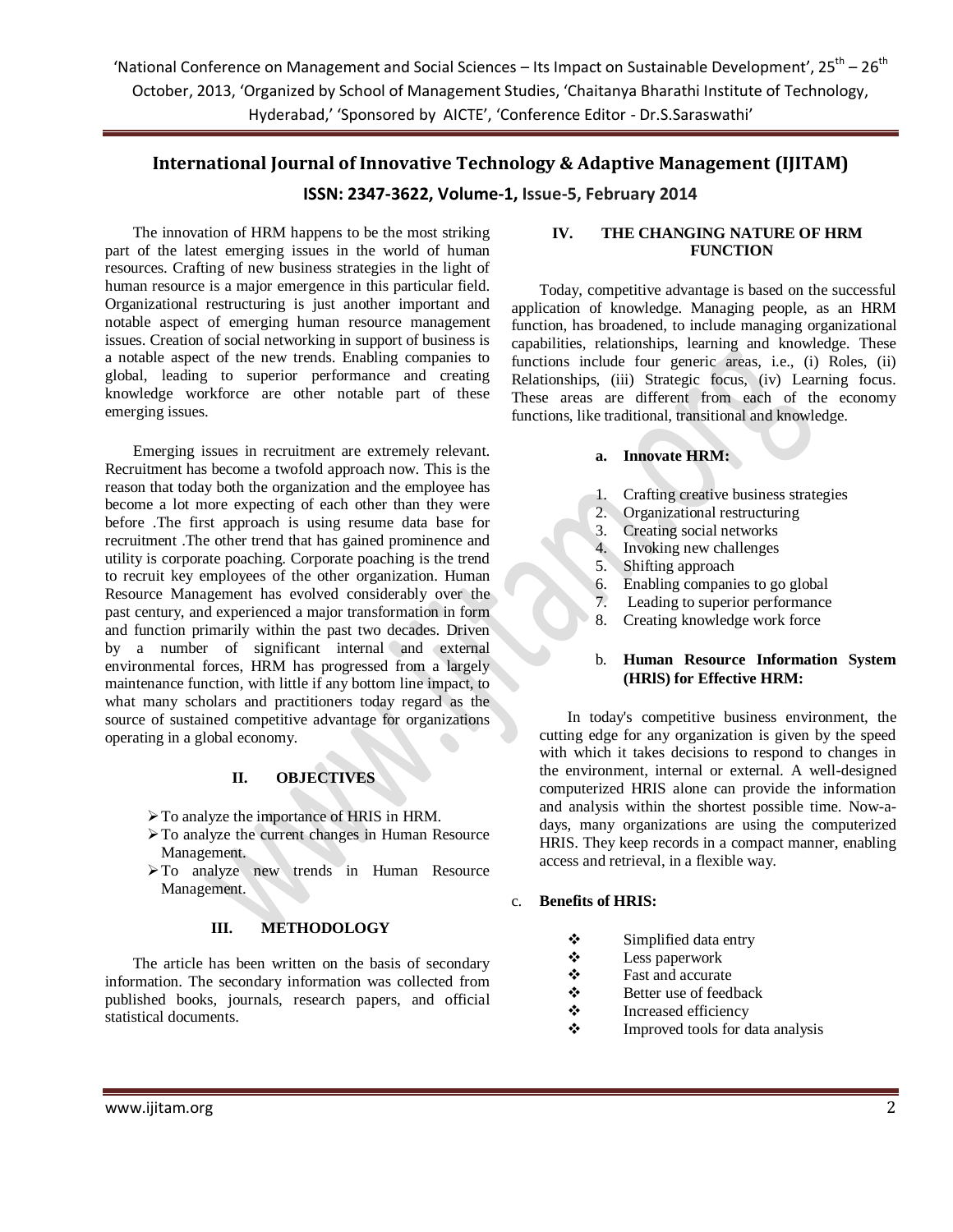The innovation of HRM happens to be the most striking part of the latest emerging issues in the world of human resources. Crafting of new business strategies in the light of human resource is a major emergence in this particular field. Organizational restructuring is just another important and notable aspect of emerging human resource management issues. Creation of social networking in support of business is a notable aspect of the new trends. Enabling companies to global, leading to superior performance and creating knowledge workforce are other notable part of these emerging issues.

Emerging issues in recruitment are extremely relevant. Recruitment has become a twofold approach now. This is the reason that today both the organization and the employee has become a lot more expecting of each other than they were before .The first approach is using resume data base for recruitment .The other trend that has gained prominence and utility is corporate poaching. Corporate poaching is the trend to recruit key employees of the other organization. Human Resource Management has evolved considerably over the past century, and experienced a major transformation in form and function primarily within the past two decades. Driven by a number of significant internal and external environmental forces, HRM has progressed from a largely maintenance function, with little if any bottom line impact, to what many scholars and practitioners today regard as the source of sustained competitive advantage for organizations operating in a global economy.

## II. OBJECTIVES

- To analyze the importance of HRIS in HRM.
- To analyze the current changes in Human Resource Management.
- To analyze new trends in Human Resource Management.

## III. METHODOLOGY

The article has been written on the basis of secondary information. The secondary information was collected from published books, journals, research papers, and official statistical documents.

## IV. THE CHANGING NATURE OF HRM FUNCTION

Today, competitive advantage is based on the successful application of knowledge. Managing people, as an HRM function, has broadened, to include managing organizational capabilities, relationships, learning and knowledge. These functions include four generic areas, i.e., (i) Roles, (ii) Relationships, (iii) Strategic focus, (iv) Learning focus. These areas are different from each of the economy functions, like traditional, transitional and knowledge.

### a. Innovate HRM:

1. Crafting creative business strategies
2. Organizational restructuring
3. Creating social networks
4. Invoking new challenges
5. Shifting approach
6. Enabling companies to go global
7. Leading to superior performance
8. Creating knowledge work force

### b. Human Resource Information System (HRIS) for Effective HRM:

In today's competitive business environment, the cutting edge for any organization is given by the speed with which it takes decisions to respond to changes in the environment, internal or external. A well-designed computerized HRIS alone can provide the information and analysis within the shortest possible time. Now-a-days, many organizations are using the computerized HRIS. They keep records in a compact manner, enabling access and retrieval, in a flexible way.

### c. Benefits of HRIS:

- Simplified data entry
- Less paperwork
- Fast and accurate
- Better use of feedback
- Increased efficiency
- Improved tools for data analysis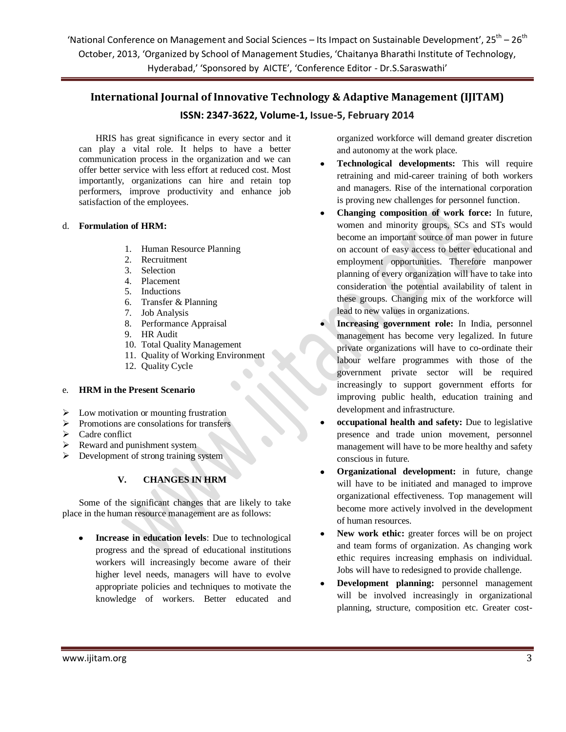HRIS has great significance in every sector and it can play a vital role. It helps to have a better communication process in the organization and we can offer better service with less effort at reduced cost. Most importantly, organizations can hire and retain top performers, improve productivity and enhance job satisfaction of the employees.

d. **Formulation of HRM:**

1. Human Resource Planning
2. Recruitment
3. Selection
4. Placement
5. Inductions
6. Transfer & Planning
7. Job Analysis
8. Performance Appraisal
9. HR Audit
10. Total Quality Management
11. Quality of Working Environment
12. Quality Cycle

e. **HRM in the Present Scenario**

- Low motivation or mounting frustration
- Promotions are consolations for transfers
- Cadre conflict
- Reward and punishment system
- Development of strong training system

## V. CHANGES IN HRM

Some of the significant changes that are likely to take place in the human resource management are as follows:

- **Increase in education levels**: Due to technological progress and the spread of educational institutions workers will increasingly become aware of their higher level needs, managers will have to evolve appropriate policies and techniques to motivate the knowledge of workers. Better educated and organized workforce will demand greater discretion and autonomy at the work place.
- **Technological developments:** This will require retraining and mid-career training of both workers and managers. Rise of the international corporation is proving new challenges for personnel function.
- **Changing composition of work force:** In future, women and minority groups, SCs and STs would become an important source of man power in future on account of easy access to better educational and employment opportunities. Therefore manpower planning of every organization will have to take into consideration the potential availability of talent in these groups. Changing mix of the workforce will lead to new values in organizations.
- **Increasing government role:** In India, personnel management has become very legalized. In future private organizations will have to co-ordinate their labour welfare programmes with those of the government private sector will be required increasingly to support government efforts for improving public health, education training and development and infrastructure.
- **occupational health and safety:** Due to legislative presence and trade union movement, personnel management will have to be more healthy and safety conscious in future.
- **Organizational development:** in future, change will have to be initiated and managed to improve organizational effectiveness. Top management will become more actively involved in the development of human resources.
- **New work ethic:** greater forces will be on project and team forms of organization. As changing work ethic requires increasing emphasis on individual. Jobs will have to redesigned to provide challenge.
- **Development planning:** personnel management will be involved increasingly in organizational planning, structure, composition etc. Greater cost-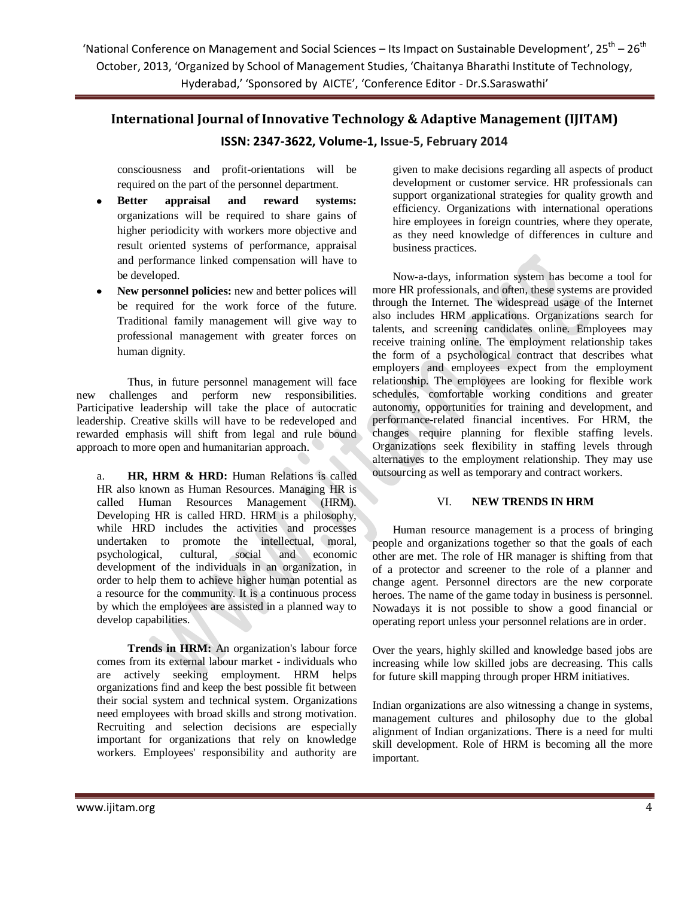consciousness and profit-orientations will be required on the part of the personnel department.

- **Better appraisal and reward systems:** organizations will be required to share gains of higher periodicity with workers more objective and result oriented systems of performance, appraisal and performance linked compensation will have to be developed.
- **New personnel policies:** new and better polices will be required for the work force of the future. Traditional family management will give way to professional management with greater forces on human dignity.

Thus, in future personnel management will face new challenges and perform new responsibilities. Participative leadership will take the place of autocratic leadership. Creative skills will have to be redeveloped and rewarded emphasis will shift from legal and rule bound approach to more open and humanitarian approach.

a. **HR, HRM & HRD:** Human Relations is called HR also known as Human Resources. Managing HR is called Human Resources Management (HRM). Developing HR is called HRD. HRM is a philosophy, while HRD includes the activities and processes undertaken to promote the intellectual, moral, psychological, cultural, social and economic development of the individuals in an organization, in order to help them to achieve higher human potential as a resource for the community. It is a continuous process by which the employees are assisted in a planned way to develop capabilities.

**Trends in HRM:** An organization's labour force comes from its external labour market - individuals who are actively seeking employment. HRM helps organizations find and keep the best possible fit between their social system and technical system. Organizations need employees with broad skills and strong motivation. Recruiting and selection decisions are especially important for organizations that rely on knowledge workers. Employees' responsibility and authority are given to make decisions regarding all aspects of product development or customer service. HR professionals can support organizational strategies for quality growth and efficiency. Organizations with international operations hire employees in foreign countries, where they operate, as they need knowledge of differences in culture and business practices.

Now-a-days, information system has become a tool for more HR professionals, and often, these systems are provided through the Internet. The widespread usage of the Internet also includes HRM applications. Organizations search for talents, and screening candidates online. Employees may receive training online. The employment relationship takes the form of a psychological contract that describes what employers and employees expect from the employment relationship. The employees are looking for flexible work schedules, comfortable working conditions and greater autonomy, opportunities for training and development, and performance-related financial incentives. For HRM, the changes require planning for flexible staffing levels. Organizations seek flexibility in staffing levels through alternatives to the employment relationship. They may use outsourcing as well as temporary and contract workers.

## VI. NEW TRENDS IN HRM

Human resource management is a process of bringing people and organizations together so that the goals of each other are met. The role of HR manager is shifting from that of a protector and screener to the role of a planner and change agent. Personnel directors are the new corporate heroes. The name of the game today in business is personnel. Nowadays it is not possible to show a good financial or operating report unless your personnel relations are in order.

Over the years, highly skilled and knowledge based jobs are increasing while low skilled jobs are decreasing. This calls for future skill mapping through proper HRM initiatives.

Indian organizations are also witnessing a change in systems, management cultures and philosophy due to the global alignment of Indian organizations. There is a need for multi skill development. Role of HRM is becoming all the more important.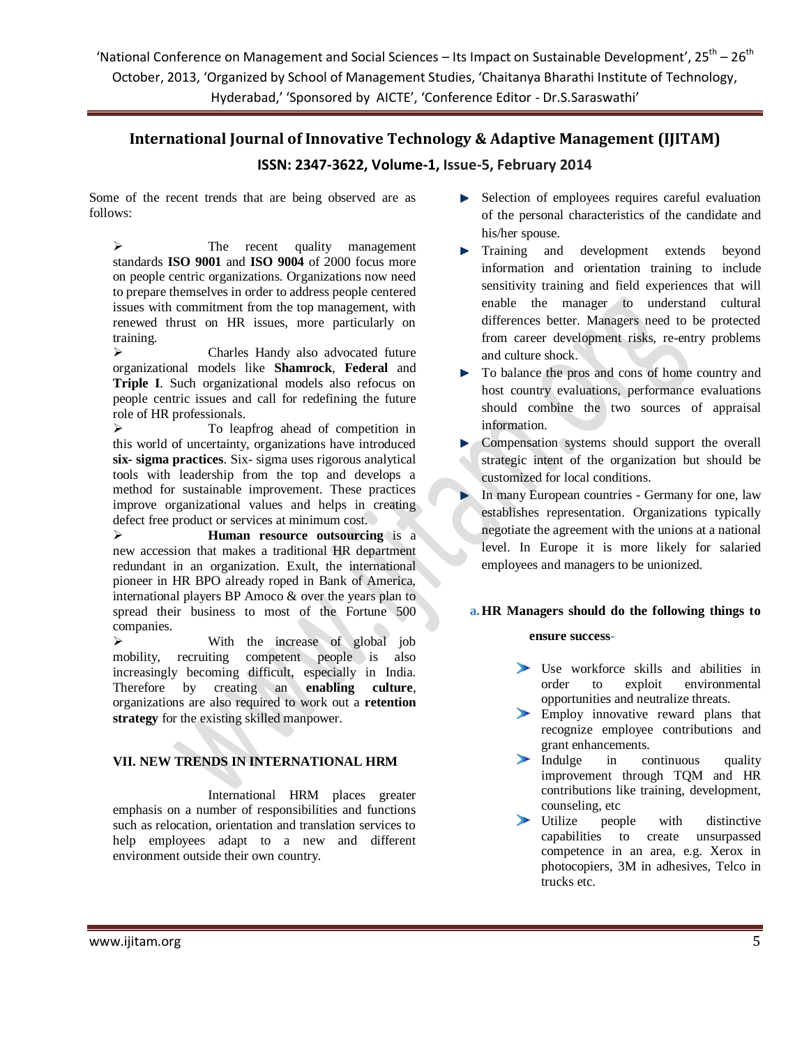Some of the recent trends that are being observed are as follows:

- The recent quality management standards **ISO 9001** and **ISO 9004** of 2000 focus more on people centric organizations. Organizations now need to prepare themselves in order to address people centered issues with commitment from the top management, with renewed thrust on HR issues, more particularly on training.
- Charles Handy also advocated future organizational models like **Shamrock**, **Federal** and **Triple I**. Such organizational models also refocus on people centric issues and call for redefining the future role of HR professionals.
- To leapfrog ahead of competition in this world of uncertainty, organizations have introduced **six- sigma practices**. Six- sigma uses rigorous analytical tools with leadership from the top and develops a method for sustainable improvement. These practices improve organizational values and helps in creating defect free product or services at minimum cost.
- **Human resource outsourcing** is a new accession that makes a traditional HR department redundant in an organization. Exult, the international pioneer in HR BPO already roped in Bank of America, international players BP Amoco & over the years plan to spread their business to most of the Fortune 500 companies.
- With the increase of global job mobility, recruiting competent people is also increasingly becoming difficult, especially in India. Therefore by creating an **enabling culture**, organizations are also required to work out a **retention strategy** for the existing skilled manpower.

## VII. NEW TRENDS IN INTERNATIONAL HRM

International HRM places greater emphasis on a number of responsibilities and functions such as relocation, orientation and translation services to help employees adapt to a new and different environment outside their own country.

- Selection of employees requires careful evaluation of the personal characteristics of the candidate and his/her spouse.
- Training and development extends beyond information and orientation training to include sensitivity training and field experiences that will enable the manager to understand cultural differences better. Managers need to be protected from career development risks, re-entry problems and culture shock.
- To balance the pros and cons of home country and host country evaluations, performance evaluations should combine the two sources of appraisal information.
- Compensation systems should support the overall strategic intent of the organization but should be customized for local conditions.
- In many European countries - Germany for one, law establishes representation. Organizations typically negotiate the agreement with the unions at a national level. In Europe it is more likely for salaried employees and managers to be unionized.

### a. HR Managers should do the following things to ensure success-

- Use workforce skills and abilities in order to exploit environmental opportunities and neutralize threats.
- Employ innovative reward plans that recognize employee contributions and grant enhancements.
- Indulge in continuous quality improvement through TQM and HR contributions like training, development, counseling, etc
- Utilize people with distinctive capabilities to create unsurpassed competence in an area, e.g. Xerox in photocopiers, 3M in adhesives, Telco in trucks etc.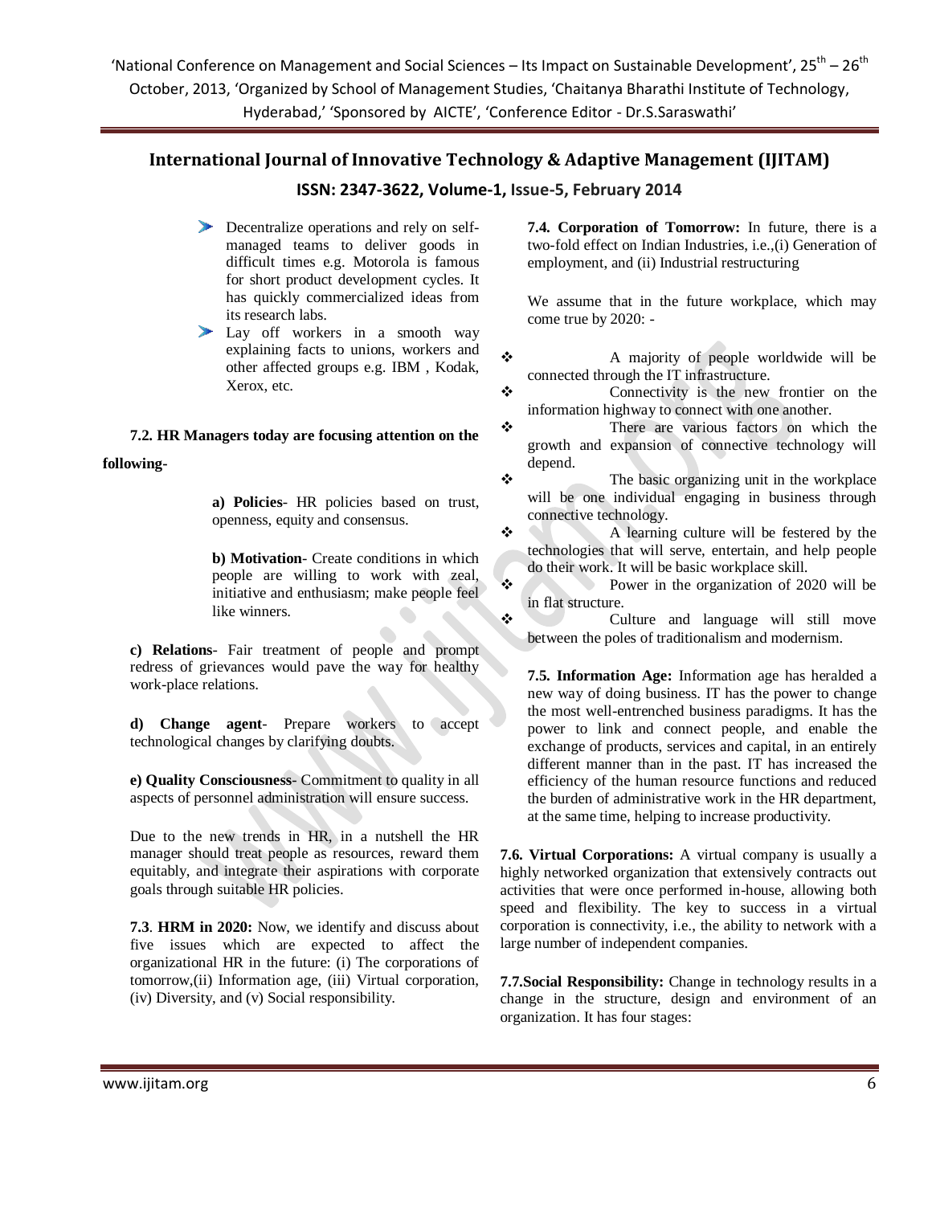- Decentralize operations and rely on self-managed teams to deliver goods in difficult times e.g. Motorola is famous for short product development cycles. It has quickly commercialized ideas from its research labs.
- Lay off workers in a smooth way explaining facts to unions, workers and other affected groups e.g. IBM , Kodak, Xerox, etc.

**7.2. HR Managers today are focusing attention on the following-**

**a) Policies**- HR policies based on trust, openness, equity and consensus.

**b) Motivation**- Create conditions in which people are willing to work with zeal, initiative and enthusiasm; make people feel like winners.

**c) Relations**- Fair treatment of people and prompt redress of grievances would pave the way for healthy work-place relations.

**d) Change agent**- Prepare workers to accept technological changes by clarifying doubts.

**e) Quality Consciousness**- Commitment to quality in all aspects of personnel administration will ensure success.

Due to the new trends in HR, in a nutshell the HR manager should treat people as resources, reward them equitably, and integrate their aspirations with corporate goals through suitable HR policies.

**7.3**. **HRM in 2020:** Now, we identify and discuss about five issues which are expected to affect the organizational HR in the future: (i) The corporations of tomorrow,(ii) Information age, (iii) Virtual corporation, (iv) Diversity, and (v) Social responsibility.

**7.4. Corporation of Tomorrow:** In future, there is a two-fold effect on Indian Industries, i.e.,(i) Generation of employment, and (ii) Industrial restructuring

We assume that in the future workplace, which may come true by 2020: -

- A majority of people worldwide will be connected through the IT infrastructure.
- Connectivity is the new frontier on the information highway to connect with one another.
- There are various factors on which the growth and expansion of connective technology will depend.
- The basic organizing unit in the workplace will be one individual engaging in business through connective technology.
- A learning culture will be festered by the technologies that will serve, entertain, and help people do their work. It will be basic workplace skill.
- Power in the organization of 2020 will be in flat structure.
- Culture and language will still move between the poles of traditionalism and modernism.

**7.5. Information Age:** Information age has heralded a new way of doing business. IT has the power to change the most well-entrenched business paradigms. It has the power to link and connect people, and enable the exchange of products, services and capital, in an entirely different manner than in the past. IT has increased the efficiency of the human resource functions and reduced the burden of administrative work in the HR department, at the same time, helping to increase productivity.

**7.6. Virtual Corporations:** A virtual company is usually a highly networked organization that extensively contracts out activities that were once performed in-house, allowing both speed and flexibility. The key to success in a virtual corporation is connectivity, i.e., the ability to network with a large number of independent companies.

**7.7.Social Responsibility:** Change in technology results in a change in the structure, design and environment of an organization. It has four stages: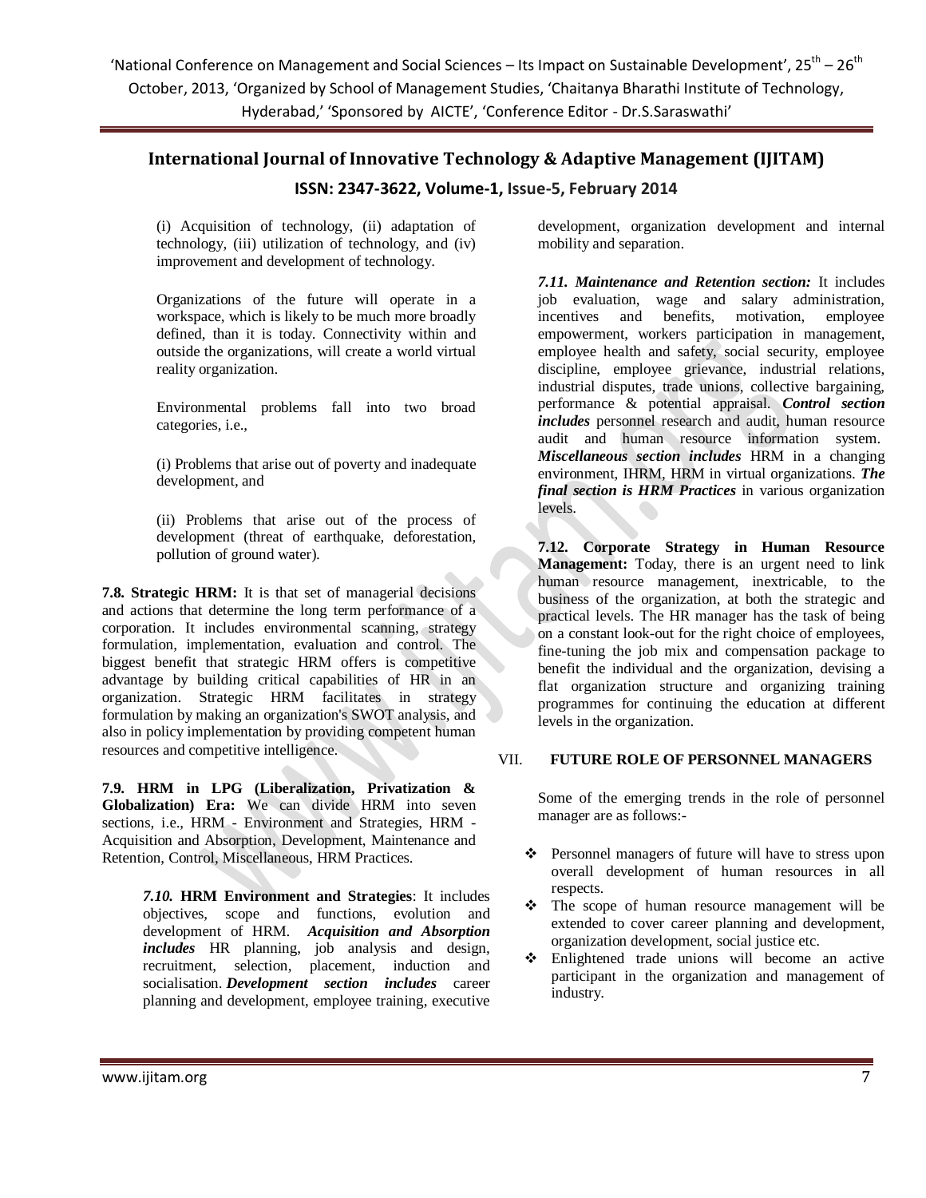(i) Acquisition of technology, (ii) adaptation of technology, (iii) utilization of technology, and (iv) improvement and development of technology.

Organizations of the future will operate in a workspace, which is likely to be much more broadly defined, than it is today. Connectivity within and outside the organizations, will create a world virtual reality organization.

Environmental problems fall into two broad categories, i.e.,

(i) Problems that arise out of poverty and inadequate development, and

(ii) Problems that arise out of the process of development (threat of earthquake, deforestation, pollution of ground water).

**7.8. Strategic HRM:** It is that set of managerial decisions and actions that determine the long term performance of a corporation. It includes environmental scanning, strategy formulation, implementation, evaluation and control. The biggest benefit that strategic HRM offers is competitive advantage by building critical capabilities of HR in an organization. Strategic HRM facilitates in strategy formulation by making an organization's SWOT analysis, and also in policy implementation by providing competent human resources and competitive intelligence.

**7.9. HRM in LPG (Liberalization, Privatization & Globalization) Era:** We can divide HRM into seven sections, i.e., HRM - Environment and Strategies, HRM - Acquisition and Absorption, Development, Maintenance and Retention, Control, Miscellaneous, HRM Practices.

***7.10.* HRM Environment and Strategies**: It includes objectives, scope and functions, evolution and development of HRM. ***Acquisition and Absorption includes*** HR planning, job analysis and design, recruitment, selection, placement, induction and socialisation. ***Development section includes*** career planning and development, employee training, executive development, organization development and internal mobility and separation.

***7.11. Maintenance and Retention section:*** It includes job evaluation, wage and salary administration, incentives and benefits, motivation, employee empowerment, workers participation in management, employee health and safety, social security, employee discipline, employee grievance, industrial relations, industrial disputes, trade unions, collective bargaining, performance & potential appraisal. ***Control section includes*** personnel research and audit, human resource audit and human resource information system. ***Miscellaneous section includes*** HRM in a changing environment, IHRM, HRM in virtual organizations. ***The final section is HRM Practices*** in various organization levels.

**7.12. Corporate Strategy in Human Resource Management:** Today, there is an urgent need to link human resource management, inextricable, to the business of the organization, at both the strategic and practical levels. The HR manager has the task of being on a constant look-out for the right choice of employees, fine-tuning the job mix and compensation package to benefit the individual and the organization, devising a flat organization structure and organizing training programmes for continuing the education at different levels in the organization.

## VII. FUTURE ROLE OF PERSONNEL MANAGERS

Some of the emerging trends in the role of personnel manager are as follows:-

- Personnel managers of future will have to stress upon overall development of human resources in all respects.
- The scope of human resource management will be extended to cover career planning and development, organization development, social justice etc.
- Enlightened trade unions will become an active participant in the organization and management of industry.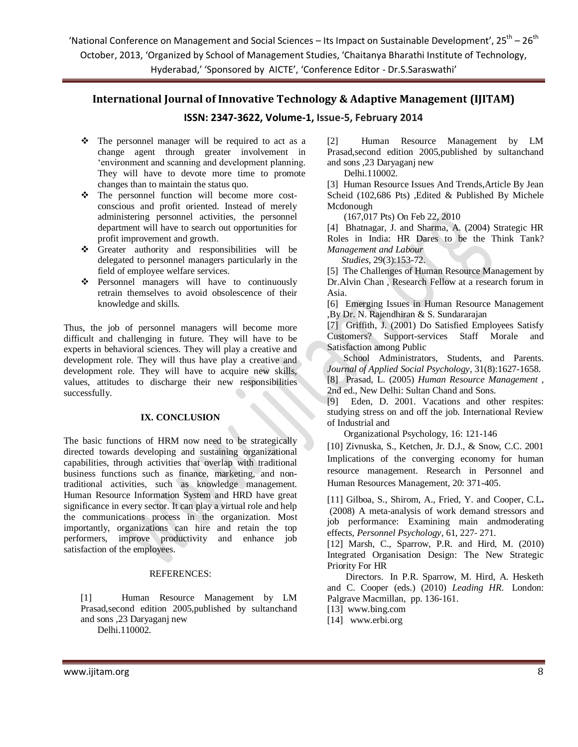- The personnel manager will be required to act as a change agent through greater involvement in 'environment and scanning and development planning. They will have to devote more time to promote changes than to maintain the status quo.
- The personnel function will become more cost-conscious and profit oriented. Instead of merely administering personnel activities, the personnel department will have to search out opportunities for profit improvement and growth.
- Greater authority and responsibilities will be delegated to personnel managers particularly in the field of employee welfare services.
- Personnel managers will have to continuously retrain themselves to avoid obsolescence of their knowledge and skills.

Thus, the job of personnel managers will become more difficult and challenging in future. They will have to be experts in behavioral sciences. They will play a creative and development role. They will thus have play a creative and development role. They will have to acquire new skills, values, attitudes to discharge their new responsibilities successfully.

## IX. CONCLUSION

The basic functions of HRM now need to be strategically directed towards developing and sustaining organizational capabilities, through activities that overlap with traditional business functions such as finance, marketing, and non-traditional activities, such as knowledge management. Human Resource Information System and HRD have great significance in every sector. It can play a virtual role and help the communications process in the organization. Most importantly, organizations can hire and retain the top performers, improve productivity and enhance job satisfaction of the employees.

## REFERENCES:

[1] Human Resource Management by LM Prasad,second edition 2005,published by sultanchand and sons ,23 Daryaganj new Delhi.110002.

[2] Human Resource Management by LM Prasad,second edition 2005,published by sultanchand and sons ,23 Daryaganj new Delhi.110002.

[3] Human Resource Issues And Trends,Article By Jean Scheid (102,686 Pts) ,Edited & Published By Michele Mcdonough (167,017 Pts) On Feb 22, 2010

[4] Bhatnagar, J. and Sharma, A. (2004) Strategic HR Roles in India: HR Dares to be the Think Tank? *Management and Labour Studies*, 29(3):153-72.

[5] The Challenges of Human Resource Management by Dr.Alvin Chan , Research Fellow at a research forum in Asia.

[6] Emerging Issues in Human Resource Management ,By Dr. N. Rajendhiran & S. Sundararajan

[7] Griffith, J. (2001) Do Satisfied Employees Satisfy Customers? Support-services Staff Morale and Satisfaction among Public School Administrators, Students, and Parents. *Journal of Applied Social Psychology*, 31(8):1627-1658.

[8] Prasad, L. (2005) *Human Resource Management* , 2nd ed., New Delhi: Sultan Chand and Sons.

[9] Eden, D. 2001. Vacations and other respites: studying stress on and off the job. International Review of Industrial and Organizational Psychology, 16: 121-146

[10] Zivnuska, S., Ketchen, Jr. D.J., & Snow, C.C. 2001 Implications of the converging economy for human resource management. Research in Personnel and Human Resources Management, 20: 371-405.

[11] Gilboa, S., Shirom, A., Fried, Y. and Cooper, C.L. (2008) A meta-analysis of work demand stressors and job performance: Examining main andmoderating effects, *Personnel Psychology*, 61, 227- 271.

[12] Marsh, C., Sparrow, P.R. and Hird, M. (2010) Integrated Organisation Design: The New Strategic Priority For HR Directors. In P.R. Sparrow, M. Hird, A. Hesketh and C. Cooper (eds.) (2010) *Leading HR*. London: Palgrave Macmillan, pp. 136-161.

[13] www.bing.com

[14] www.erbi.org